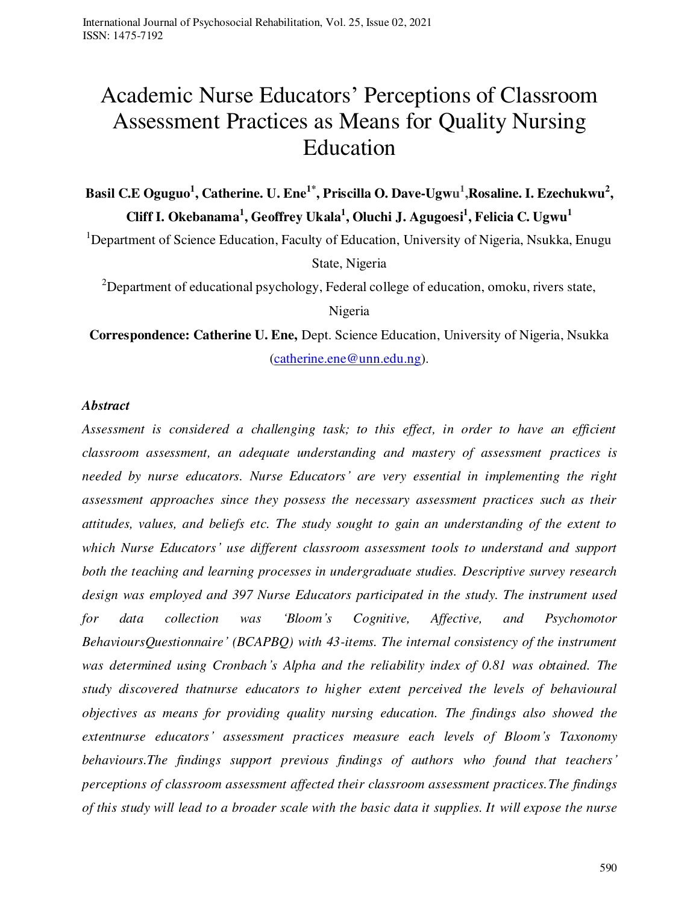# Academic Nurse Educators' Perceptions of Classroom Assessment Practices as Means for Quality Nursing Education

**Basil C.E Oguguo[1], Catherine. U. Ene[1*], Priscilla O. Dave-Ugwu[1], Rosaline. I. Ezechukwu[2], Cliff I. Okebanama[1], Geoffrey Ukala[1], Oluchi J. Agugoesi[1], Felicia C. Ugwu[1]**

[1]Department of Science Education, Faculty of Education, University of Nigeria, Nsukka, Enugu State, Nigeria

[2]Department of educational psychology, Federal college of education, omoku, rivers state, Nigeria

**Correspondence: Catherine U. Ene,** Dept. Science Education, University of Nigeria, Nsukka (catherine.ene@unn.edu.ng).

***Abstract***

*Assessment is considered a challenging task; to this effect, in order to have an efficient classroom assessment, an adequate understanding and mastery of assessment practices is needed by nurse educators. Nurse Educators' are very essential in implementing the right assessment approaches since they possess the necessary assessment practices such as their attitudes, values, and beliefs etc. The study sought to gain an understanding of the extent to which Nurse Educators' use different classroom assessment tools to understand and support both the teaching and learning processes in undergraduate studies. Descriptive survey research design was employed and 397 Nurse Educators participated in the study. The instrument used for data collection was 'Bloom's Cognitive, Affective, and Psychomotor BehavioursQuestionnaire' (BCAPBQ) with 43-items. The internal consistency of the instrument was determined using Cronbach's Alpha and the reliability index of 0.81 was obtained. The study discovered thatnurse educators to higher extent perceived the levels of behavioural objectives as means for providing quality nursing education. The findings also showed the extentnurse educators' assessment practices measure each levels of Bloom's Taxonomy behaviours.The findings support previous findings of authors who found that teachers' perceptions of classroom assessment affected their classroom assessment practices.The findings of this study will lead to a broader scale with the basic data it supplies. It will expose the nurse*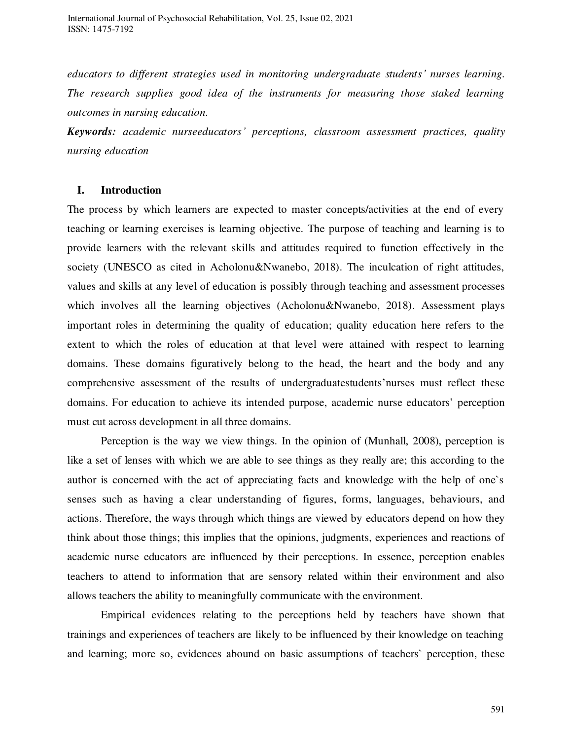*educators to different strategies used in monitoring undergraduate students' nurses learning. The research supplies good idea of the instruments for measuring those staked learning outcomes in nursing education.*

***Keywords:*** *academic nurseeducators' perceptions, classroom assessment practices, quality nursing education*

## I. Introduction

The process by which learners are expected to master concepts/activities at the end of every teaching or learning exercises is learning objective. The purpose of teaching and learning is to provide learners with the relevant skills and attitudes required to function effectively in the society (UNESCO as cited in Acholonu&Nwanebo, 2018). The inculcation of right attitudes, values and skills at any level of education is possibly through teaching and assessment processes which involves all the learning objectives (Acholonu&Nwanebo, 2018). Assessment plays important roles in determining the quality of education; quality education here refers to the extent to which the roles of education at that level were attained with respect to learning domains. These domains figuratively belong to the head, the heart and the body and any comprehensive assessment of the results of undergraduatestudents'nurses must reflect these domains. For education to achieve its intended purpose, academic nurse educators' perception must cut across development in all three domains.

Perception is the way we view things. In the opinion of (Munhall, 2008), perception is like a set of lenses with which we are able to see things as they really are; this according to the author is concerned with the act of appreciating facts and knowledge with the help of one`s senses such as having a clear understanding of figures, forms, languages, behaviours, and actions. Therefore, the ways through which things are viewed by educators depend on how they think about those things; this implies that the opinions, judgments, experiences and reactions of academic nurse educators are influenced by their perceptions. In essence, perception enables teachers to attend to information that are sensory related within their environment and also allows teachers the ability to meaningfully communicate with the environment.

Empirical evidences relating to the perceptions held by teachers have shown that trainings and experiences of teachers are likely to be influenced by their knowledge on teaching and learning; more so, evidences abound on basic assumptions of teachers` perception, these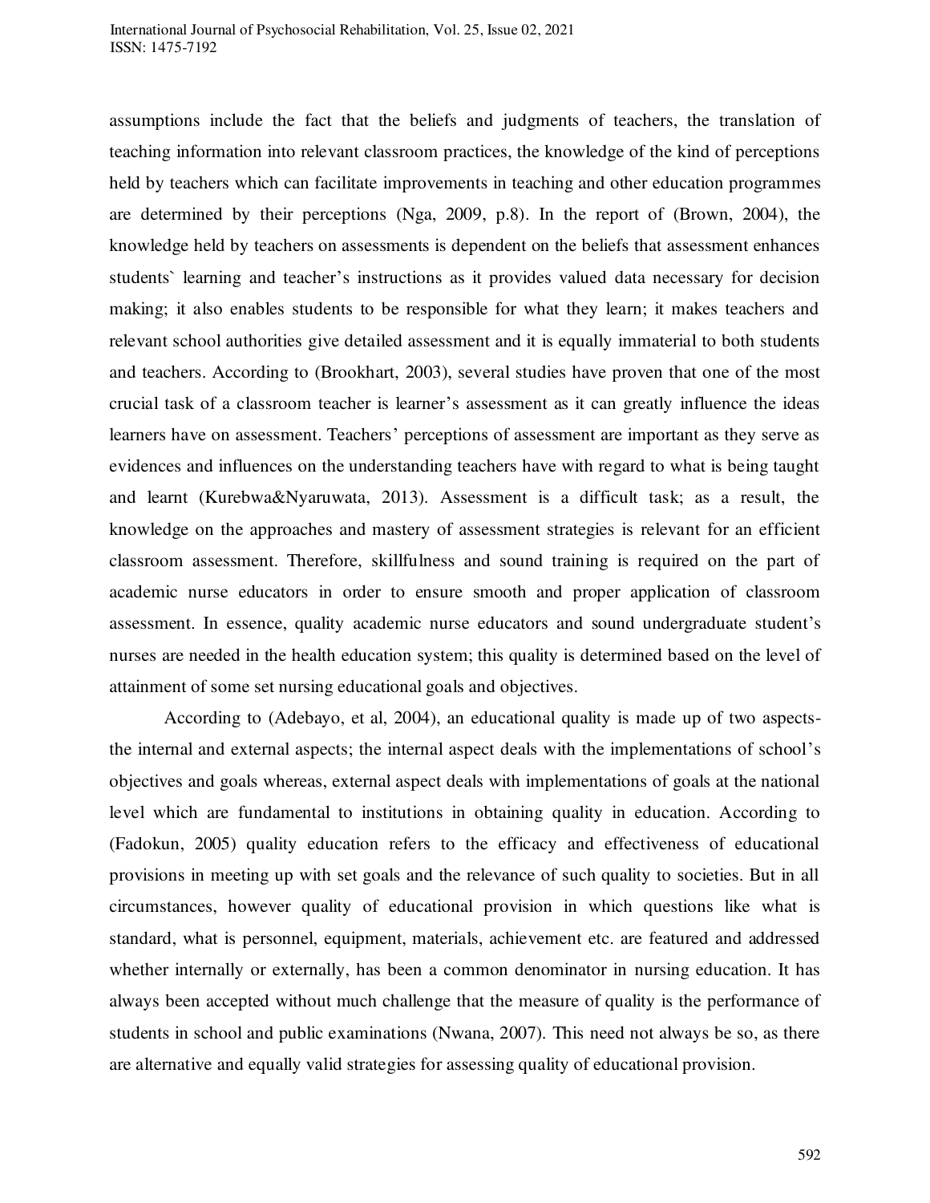assumptions include the fact that the beliefs and judgments of teachers, the translation of teaching information into relevant classroom practices, the knowledge of the kind of perceptions held by teachers which can facilitate improvements in teaching and other education programmes are determined by their perceptions (Nga, 2009, p.8). In the report of (Brown, 2004), the knowledge held by teachers on assessments is dependent on the beliefs that assessment enhances students` learning and teacher's instructions as it provides valued data necessary for decision making; it also enables students to be responsible for what they learn; it makes teachers and relevant school authorities give detailed assessment and it is equally immaterial to both students and teachers. According to (Brookhart, 2003), several studies have proven that one of the most crucial task of a classroom teacher is learner's assessment as it can greatly influence the ideas learners have on assessment. Teachers' perceptions of assessment are important as they serve as evidences and influences on the understanding teachers have with regard to what is being taught and learnt (Kurebwa&Nyaruwata, 2013). Assessment is a difficult task; as a result, the knowledge on the approaches and mastery of assessment strategies is relevant for an efficient classroom assessment. Therefore, skillfulness and sound training is required on the part of academic nurse educators in order to ensure smooth and proper application of classroom assessment. In essence, quality academic nurse educators and sound undergraduate student's nurses are needed in the health education system; this quality is determined based on the level of attainment of some set nursing educational goals and objectives.

According to (Adebayo, et al, 2004), an educational quality is made up of two aspects- the internal and external aspects; the internal aspect deals with the implementations of school's objectives and goals whereas, external aspect deals with implementations of goals at the national level which are fundamental to institutions in obtaining quality in education. According to (Fadokun, 2005) quality education refers to the efficacy and effectiveness of educational provisions in meeting up with set goals and the relevance of such quality to societies. But in all circumstances, however quality of educational provision in which questions like what is standard, what is personnel, equipment, materials, achievement etc. are featured and addressed whether internally or externally, has been a common denominator in nursing education. It has always been accepted without much challenge that the measure of quality is the performance of students in school and public examinations (Nwana, 2007). This need not always be so, as there are alternative and equally valid strategies for assessing quality of educational provision.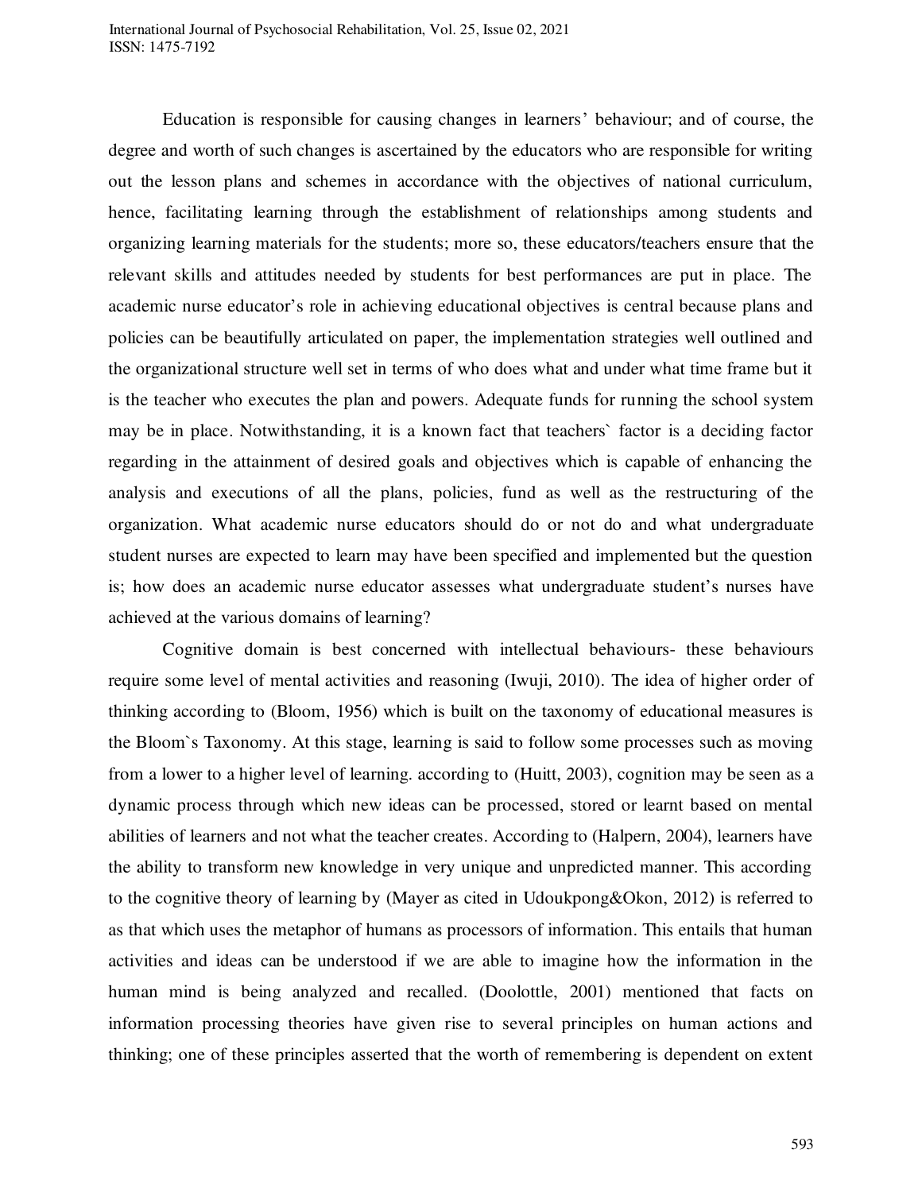Education is responsible for causing changes in learners' behaviour; and of course, the degree and worth of such changes is ascertained by the educators who are responsible for writing out the lesson plans and schemes in accordance with the objectives of national curriculum, hence, facilitating learning through the establishment of relationships among students and organizing learning materials for the students; more so, these educators/teachers ensure that the relevant skills and attitudes needed by students for best performances are put in place. The academic nurse educator's role in achieving educational objectives is central because plans and policies can be beautifully articulated on paper, the implementation strategies well outlined and the organizational structure well set in terms of who does what and under what time frame but it is the teacher who executes the plan and powers. Adequate funds for running the school system may be in place. Notwithstanding, it is a known fact that teachers` factor is a deciding factor regarding in the attainment of desired goals and objectives which is capable of enhancing the analysis and executions of all the plans, policies, fund as well as the restructuring of the organization. What academic nurse educators should do or not do and what undergraduate student nurses are expected to learn may have been specified and implemented but the question is; how does an academic nurse educator assesses what undergraduate student's nurses have achieved at the various domains of learning?

Cognitive domain is best concerned with intellectual behaviours- these behaviours require some level of mental activities and reasoning (Iwuji, 2010). The idea of higher order of thinking according to (Bloom, 1956) which is built on the taxonomy of educational measures is the Bloom`s Taxonomy. At this stage, learning is said to follow some processes such as moving from a lower to a higher level of learning. according to (Huitt, 2003), cognition may be seen as a dynamic process through which new ideas can be processed, stored or learnt based on mental abilities of learners and not what the teacher creates. According to (Halpern, 2004), learners have the ability to transform new knowledge in very unique and unpredicted manner. This according to the cognitive theory of learning by (Mayer as cited in Udoukpong&Okon, 2012) is referred to as that which uses the metaphor of humans as processors of information. This entails that human activities and ideas can be understood if we are able to imagine how the information in the human mind is being analyzed and recalled. (Doolottle, 2001) mentioned that facts on information processing theories have given rise to several principles on human actions and thinking; one of these principles asserted that the worth of remembering is dependent on extent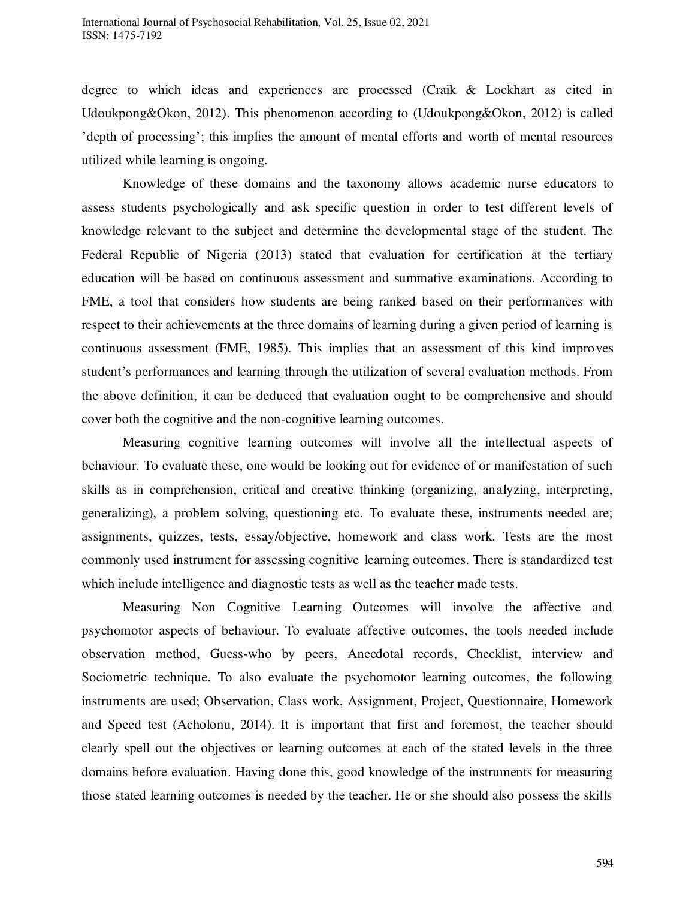degree to which ideas and experiences are processed (Craik & Lockhart as cited in Udoukpong&Okon, 2012). This phenomenon according to (Udoukpong&Okon, 2012) is called 'depth of processing'; this implies the amount of mental efforts and worth of mental resources utilized while learning is ongoing.

Knowledge of these domains and the taxonomy allows academic nurse educators to assess students psychologically and ask specific question in order to test different levels of knowledge relevant to the subject and determine the developmental stage of the student. The Federal Republic of Nigeria (2013) stated that evaluation for certification at the tertiary education will be based on continuous assessment and summative examinations. According to FME, a tool that considers how students are being ranked based on their performances with respect to their achievements at the three domains of learning during a given period of learning is continuous assessment (FME, 1985). This implies that an assessment of this kind improves student's performances and learning through the utilization of several evaluation methods. From the above definition, it can be deduced that evaluation ought to be comprehensive and should cover both the cognitive and the non-cognitive learning outcomes.

Measuring cognitive learning outcomes will involve all the intellectual aspects of behaviour. To evaluate these, one would be looking out for evidence of or manifestation of such skills as in comprehension, critical and creative thinking (organizing, analyzing, interpreting, generalizing), a problem solving, questioning etc. To evaluate these, instruments needed are; assignments, quizzes, tests, essay/objective, homework and class work. Tests are the most commonly used instrument for assessing cognitive learning outcomes. There is standardized test which include intelligence and diagnostic tests as well as the teacher made tests.

Measuring Non Cognitive Learning Outcomes will involve the affective and psychomotor aspects of behaviour. To evaluate affective outcomes, the tools needed include observation method, Guess-who by peers, Anecdotal records, Checklist, interview and Sociometric technique. To also evaluate the psychomotor learning outcomes, the following instruments are used; Observation, Class work, Assignment, Project, Questionnaire, Homework and Speed test (Acholonu, 2014). It is important that first and foremost, the teacher should clearly spell out the objectives or learning outcomes at each of the stated levels in the three domains before evaluation. Having done this, good knowledge of the instruments for measuring those stated learning outcomes is needed by the teacher. He or she should also possess the skills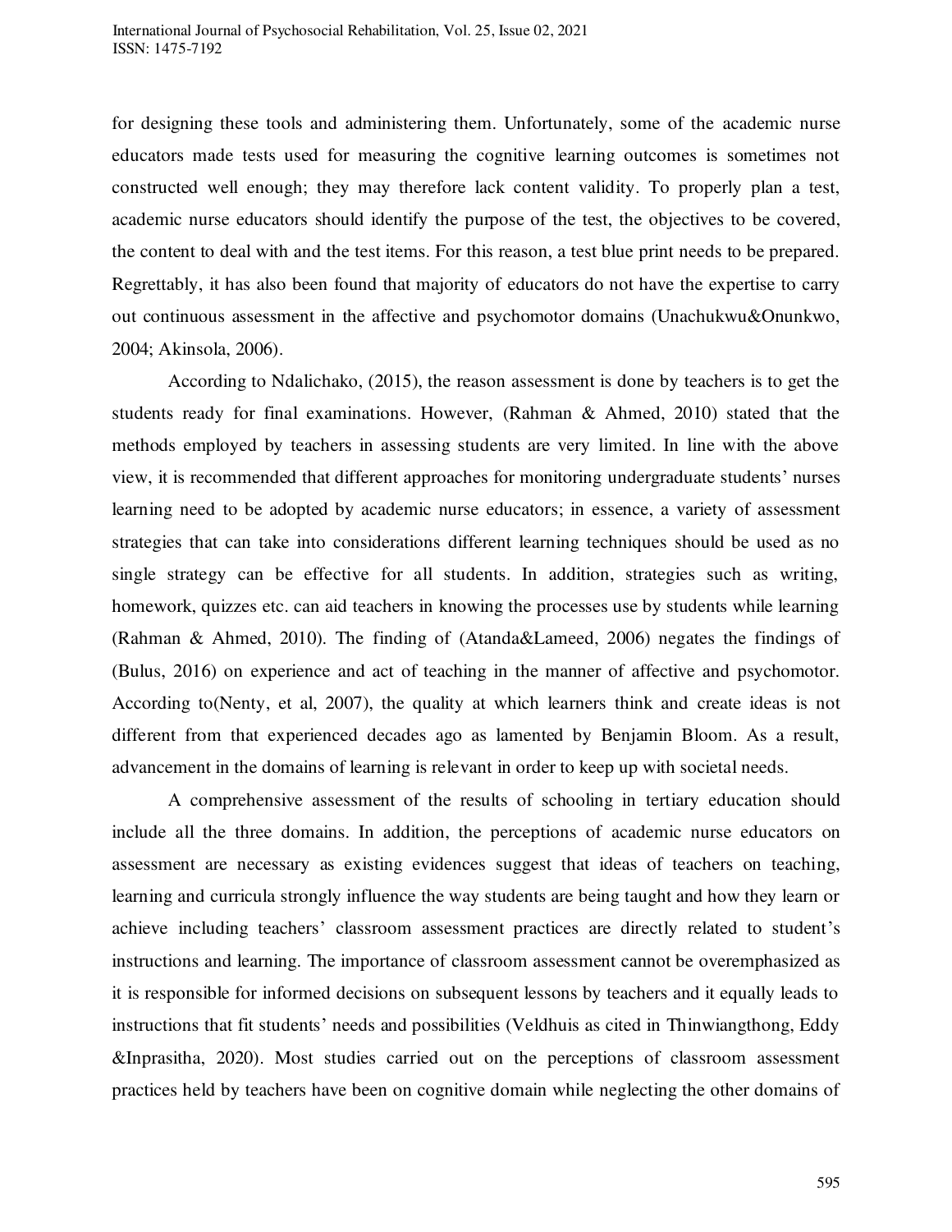for designing these tools and administering them. Unfortunately, some of the academic nurse educators made tests used for measuring the cognitive learning outcomes is sometimes not constructed well enough; they may therefore lack content validity. To properly plan a test, academic nurse educators should identify the purpose of the test, the objectives to be covered, the content to deal with and the test items. For this reason, a test blue print needs to be prepared. Regrettably, it has also been found that majority of educators do not have the expertise to carry out continuous assessment in the affective and psychomotor domains (Unachukwu&Onunkwo, 2004; Akinsola, 2006).

According to Ndalichako, (2015), the reason assessment is done by teachers is to get the students ready for final examinations. However, (Rahman & Ahmed, 2010) stated that the methods employed by teachers in assessing students are very limited. In line with the above view, it is recommended that different approaches for monitoring undergraduate students' nurses learning need to be adopted by academic nurse educators; in essence, a variety of assessment strategies that can take into considerations different learning techniques should be used as no single strategy can be effective for all students. In addition, strategies such as writing, homework, quizzes etc. can aid teachers in knowing the processes use by students while learning (Rahman & Ahmed, 2010). The finding of (Atanda&Lameed, 2006) negates the findings of (Bulus, 2016) on experience and act of teaching in the manner of affective and psychomotor. According to(Nenty, et al, 2007), the quality at which learners think and create ideas is not different from that experienced decades ago as lamented by Benjamin Bloom. As a result, advancement in the domains of learning is relevant in order to keep up with societal needs.

A comprehensive assessment of the results of schooling in tertiary education should include all the three domains. In addition, the perceptions of academic nurse educators on assessment are necessary as existing evidences suggest that ideas of teachers on teaching, learning and curricula strongly influence the way students are being taught and how they learn or achieve including teachers' classroom assessment practices are directly related to student's instructions and learning. The importance of classroom assessment cannot be overemphasized as it is responsible for informed decisions on subsequent lessons by teachers and it equally leads to instructions that fit students' needs and possibilities (Veldhuis as cited in Thinwiangthong, Eddy &Inprasitha, 2020). Most studies carried out on the perceptions of classroom assessment practices held by teachers have been on cognitive domain while neglecting the other domains of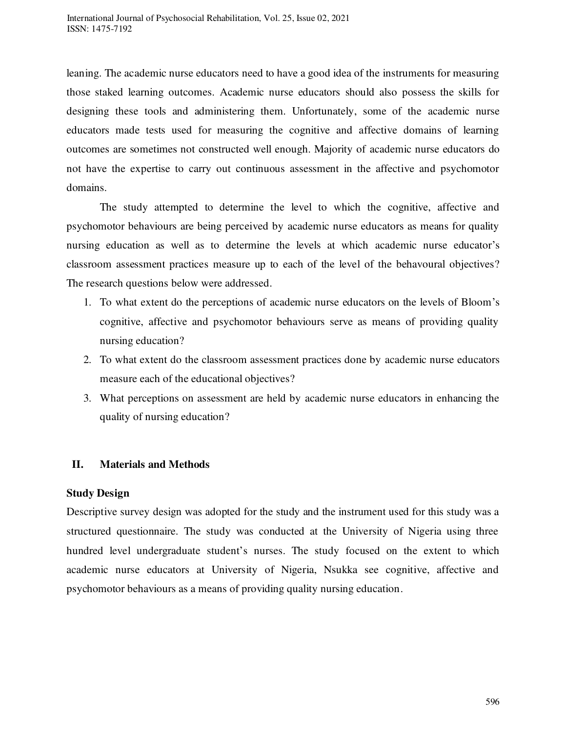leaning. The academic nurse educators need to have a good idea of the instruments for measuring those staked learning outcomes. Academic nurse educators should also possess the skills for designing these tools and administering them. Unfortunately, some of the academic nurse educators made tests used for measuring the cognitive and affective domains of learning outcomes are sometimes not constructed well enough. Majority of academic nurse educators do not have the expertise to carry out continuous assessment in the affective and psychomotor domains.

The study attempted to determine the level to which the cognitive, affective and psychomotor behaviours are being perceived by academic nurse educators as means for quality nursing education as well as to determine the levels at which academic nurse educator's classroom assessment practices measure up to each of the level of the behavoural objectives? The research questions below were addressed.

1. To what extent do the perceptions of academic nurse educators on the levels of Bloom's cognitive, affective and psychomotor behaviours serve as means of providing quality nursing education?
2. To what extent do the classroom assessment practices done by academic nurse educators measure each of the educational objectives?
3. What perceptions on assessment are held by academic nurse educators in enhancing the quality of nursing education?

## II. Materials and Methods

### Study Design

Descriptive survey design was adopted for the study and the instrument used for this study was a structured questionnaire. The study was conducted at the University of Nigeria using three hundred level undergraduate student's nurses. The study focused on the extent to which academic nurse educators at University of Nigeria, Nsukka see cognitive, affective and psychomotor behaviours as a means of providing quality nursing education.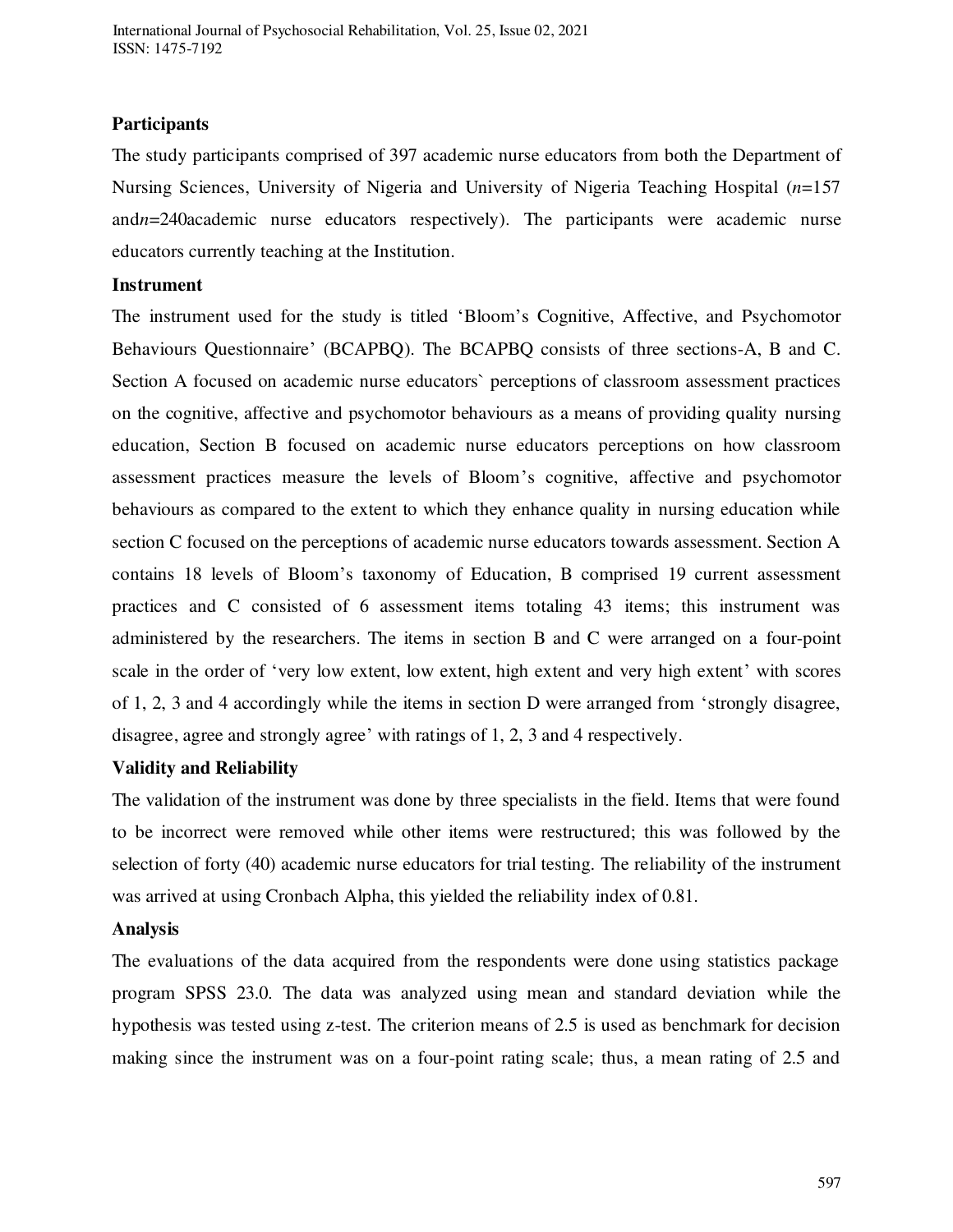### Participants

The study participants comprised of 397 academic nurse educators from both the Department of Nursing Sciences, University of Nigeria and University of Nigeria Teaching Hospital ($n$=157 and$n$=240academic nurse educators respectively). The participants were academic nurse educators currently teaching at the Institution.

### Instrument

The instrument used for the study is titled 'Bloom's Cognitive, Affective, and Psychomotor Behaviours Questionnaire' (BCAPBQ). The BCAPBQ consists of three sections-A, B and C. Section A focused on academic nurse educators` perceptions of classroom assessment practices on the cognitive, affective and psychomotor behaviours as a means of providing quality nursing education, Section B focused on academic nurse educators perceptions on how classroom assessment practices measure the levels of Bloom's cognitive, affective and psychomotor behaviours as compared to the extent to which they enhance quality in nursing education while section C focused on the perceptions of academic nurse educators towards assessment. Section A contains 18 levels of Bloom's taxonomy of Education, B comprised 19 current assessment practices and C consisted of 6 assessment items totaling 43 items; this instrument was administered by the researchers. The items in section B and C were arranged on a four-point scale in the order of 'very low extent, low extent, high extent and very high extent' with scores of 1, 2, 3 and 4 accordingly while the items in section D were arranged from 'strongly disagree, disagree, agree and strongly agree' with ratings of 1, 2, 3 and 4 respectively.

### Validity and Reliability

The validation of the instrument was done by three specialists in the field. Items that were found to be incorrect were removed while other items were restructured; this was followed by the selection of forty (40) academic nurse educators for trial testing. The reliability of the instrument was arrived at using Cronbach Alpha, this yielded the reliability index of 0.81.

### Analysis

The evaluations of the data acquired from the respondents were done using statistics package program SPSS 23.0. The data was analyzed using mean and standard deviation while the hypothesis was tested using z-test. The criterion means of 2.5 is used as benchmark for decision making since the instrument was on a four-point rating scale; thus, a mean rating of 2.5 and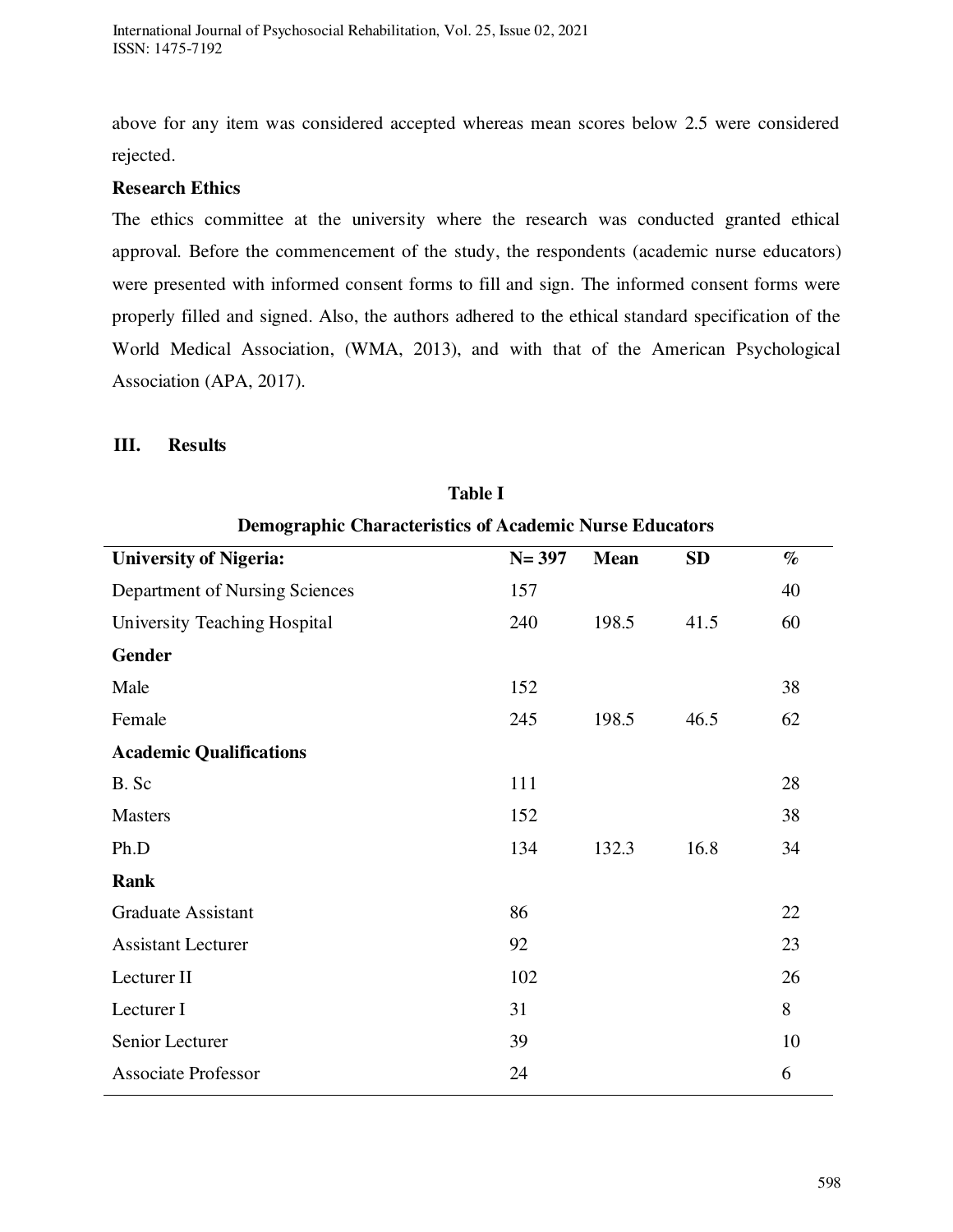above for any item was considered accepted whereas mean scores below 2.5 were considered rejected.

**Research Ethics**

The ethics committee at the university where the research was conducted granted ethical approval. Before the commencement of the study, the respondents (academic nurse educators) were presented with informed consent forms to fill and sign. The informed consent forms were properly filled and signed. Also, the authors adhered to the ethical standard specification of the World Medical Association, (WMA, 2013), and with that of the American Psychological Association (APA, 2017).

## III. Results

**Table I**

**Demographic Characteristics of Academic Nurse Educators**

| **University of Nigeria:** | **N= 397** | **Mean** | **SD** | **%** |
|---|---|---|---|---|
| Department of Nursing Sciences | 157 | | | 40 |
| University Teaching Hospital | 240 | 198.5 | 41.5 | 60 |
| **Gender** | | | | |
| Male | 152 | | | 38 |
| Female | 245 | 198.5 | 46.5 | 62 |
| **Academic Qualifications** | | | | |
| B. Sc | 111 | | | 28 |
| Masters | 152 | | | 38 |
| Ph.D | 134 | 132.3 | 16.8 | 34 |
| **Rank** | | | | |
| Graduate Assistant | 86 | | | 22 |
| Assistant Lecturer | 92 | | | 23 |
| Lecturer II | 102 | | | 26 |
| Lecturer I | 31 | | | 8 |
| Senior Lecturer | 39 | | | 10 |
| Associate Professor | 24 | | | 6 |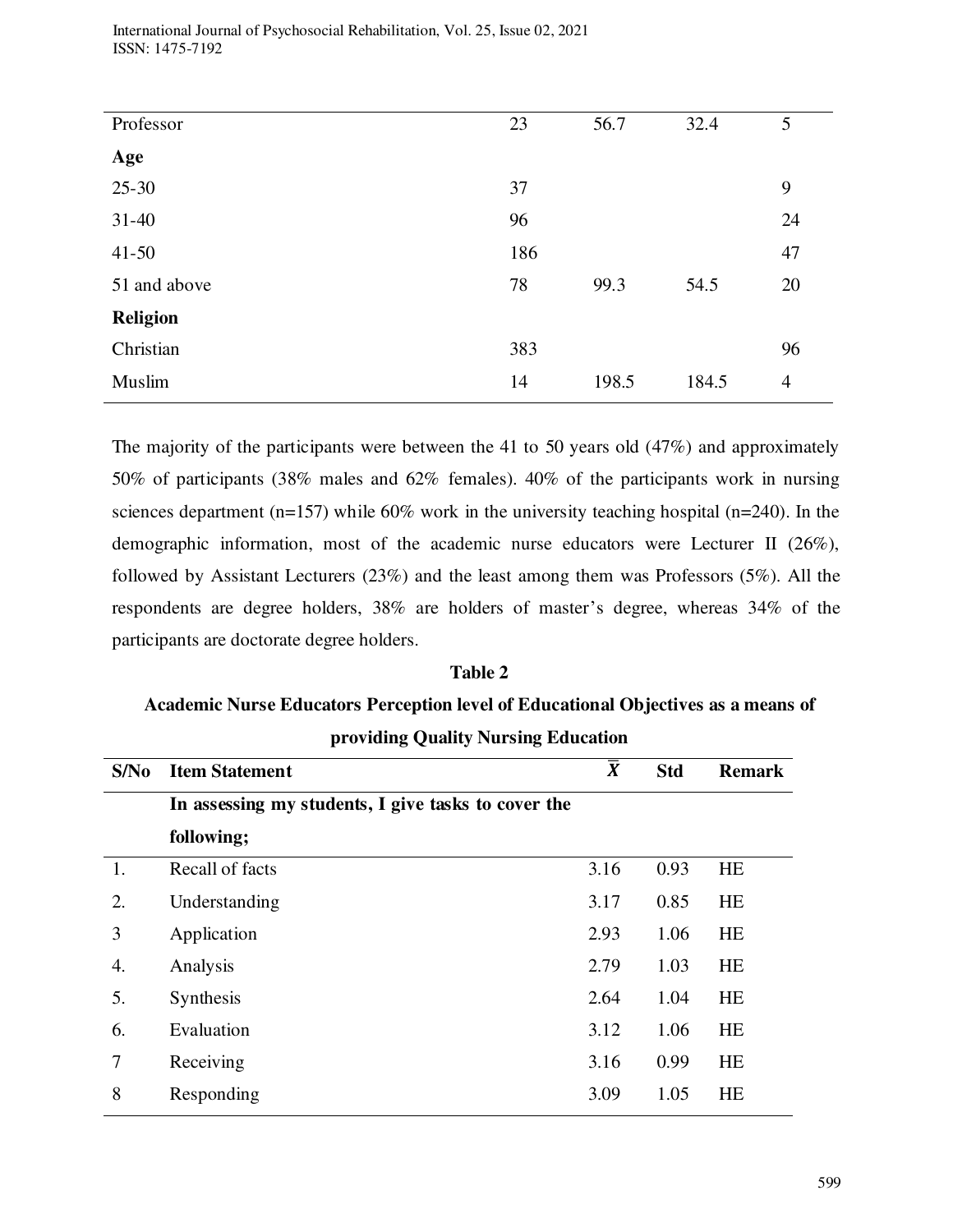| | | | | |
|---|---|---|---|---|
| Professor | 23 | 56.7 | 32.4 | 5 |
| **Age** | | | | |
| 25-30 | 37 | | | 9 |
| 31-40 | 96 | | | 24 |
| 41-50 | 186 | | | 47 |
| 51 and above | 78 | 99.3 | 54.5 | 20 |
| **Religion** | | | | |
| Christian | 383 | | | 96 |
| Muslim | 14 | 198.5 | 184.5 | 4 |

The majority of the participants were between the 41 to 50 years old (47%) and approximately 50% of participants (38% males and 62% females). 40% of the participants work in nursing sciences department (n=157) while 60% work in the university teaching hospital (n=240). In the demographic information, most of the academic nurse educators were Lecturer II (26%), followed by Assistant Lecturers (23%) and the least among them was Professors (5%). All the respondents are degree holders, 38% are holders of master's degree, whereas 34% of the participants are doctorate degree holders.

**Table 2**

**Academic Nurse Educators Perception level of Educational Objectives as a means of providing Quality Nursing Education**

| S/No | Item Statement | $\bar{X}$ | Std | Remark |
|---|---|---|---|---|
| | **In assessing my students, I give tasks to cover the following;** | | | |
| 1. | Recall of facts | 3.16 | 0.93 | HE |
| 2. | Understanding | 3.17 | 0.85 | HE |
| 3 | Application | 2.93 | 1.06 | HE |
| 4. | Analysis | 2.79 | 1.03 | HE |
| 5. | Synthesis | 2.64 | 1.04 | HE |
| 6. | Evaluation | 3.12 | 1.06 | HE |
| 7 | Receiving | 3.16 | 0.99 | HE |
| 8 | Responding | 3.09 | 1.05 | HE |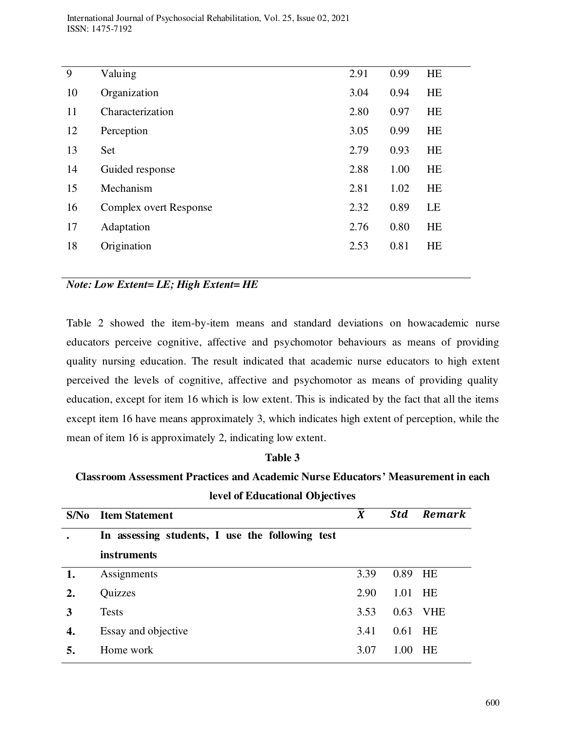| | | | | |
|---|---|---|---|---|
| 9 | Valuing | 2.91 | 0.99 | HE |
| 10 | Organization | 3.04 | 0.94 | HE |
| 11 | Characterization | 2.80 | 0.97 | HE |
| 12 | Perception | 3.05 | 0.99 | HE |
| 13 | Set | 2.79 | 0.93 | HE |
| 14 | Guided response | 2.88 | 1.00 | HE |
| 15 | Mechanism | 2.81 | 1.02 | HE |
| 16 | Complex overt Response | 2.32 | 0.89 | LE |
| 17 | Adaptation | 2.76 | 0.80 | HE |
| 18 | Origination | 2.53 | 0.81 | HE |

***Note: Low Extent= LE; High Extent= HE***

Table 2 showed the item-by-item means and standard deviations on howacademic nurse educators perceive cognitive, affective and psychomotor behaviours as means of providing quality nursing education. The result indicated that academic nurse educators to high extent perceived the levels of cognitive, affective and psychomotor as means of providing quality education, except for item 16 which is low extent. This is indicated by the fact that all the items except item 16 have means approximately 3, which indicates high extent of perception, while the mean of item 16 is approximately 2, indicating low extent.

**Table 3**

**Classroom Assessment Practices and Academic Nurse Educators' Measurement in each level of Educational Objectives**

| S/No | Item Statement | $\bar{X}$ | *Std* | *Remark* |
|---|---|---|---|---|
| **.** | **In assessing students, I use the following test instruments** | | | |
| **1.** | Assignments | 3.39 | 0.89 | HE |
| **2.** | Quizzes | 2.90 | 1.01 | HE |
| **3** | Tests | 3.53 | 0.63 | VHE |
| **4.** | Essay and objective | 3.41 | 0.61 | HE |
| **5.** | Home work | 3.07 | 1.00 | HE |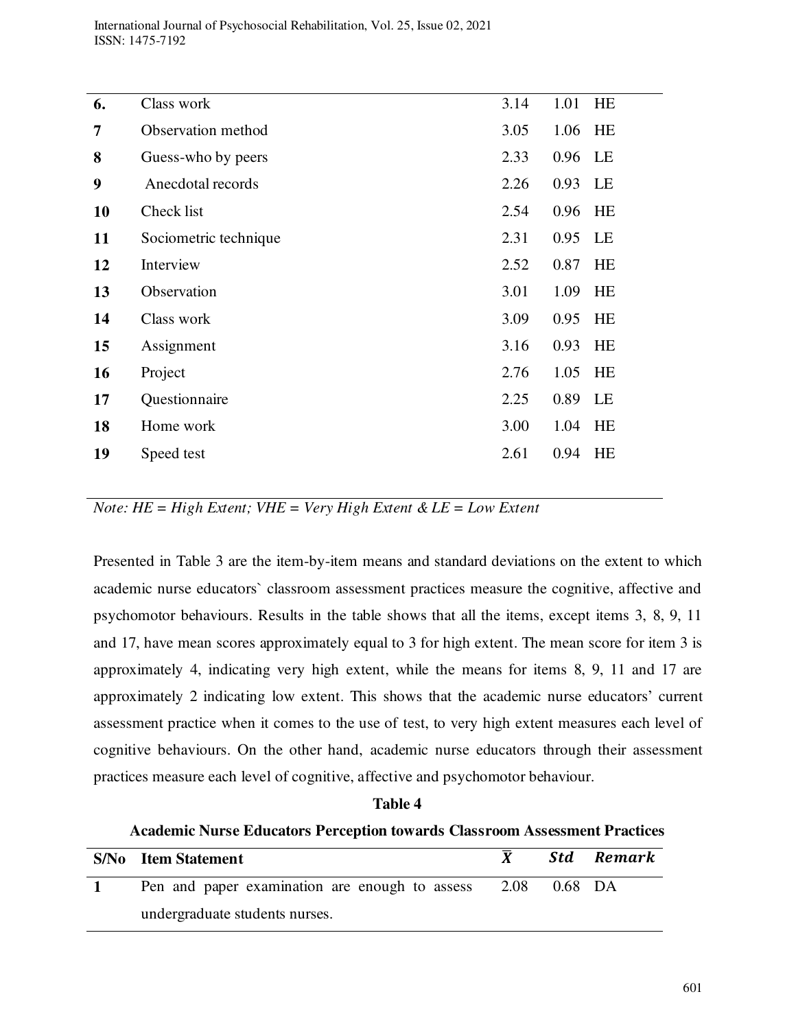| | | | | |
|---|---|---|---|---|
| **6.** | Class work | 3.14 | 1.01 | HE |
| **7** | Observation method | 3.05 | 1.06 | HE |
| **8** | Guess-who by peers | 2.33 | 0.96 | LE |
| **9** | Anecdotal records | 2.26 | 0.93 | LE |
| **10** | Check list | 2.54 | 0.96 | HE |
| **11** | Sociometric technique | 2.31 | 0.95 | LE |
| **12** | Interview | 2.52 | 0.87 | HE |
| **13** | Observation | 3.01 | 1.09 | HE |
| **14** | Class work | 3.09 | 0.95 | HE |
| **15** | Assignment | 3.16 | 0.93 | HE |
| **16** | Project | 2.76 | 1.05 | HE |
| **17** | Questionnaire | 2.25 | 0.89 | LE |
| **18** | Home work | 3.00 | 1.04 | HE |
| **19** | Speed test | 2.61 | 0.94 | HE |

*Note: HE = High Extent; VHE = Very High Extent & LE = Low Extent*

Presented in Table 3 are the item-by-item means and standard deviations on the extent to which academic nurse educators` classroom assessment practices measure the cognitive, affective and psychomotor behaviours. Results in the table shows that all the items, except items 3, 8, 9, 11 and 17, have mean scores approximately equal to 3 for high extent. The mean score for item 3 is approximately 4, indicating very high extent, while the means for items 8, 9, 11 and 17 are approximately 2 indicating low extent. This shows that the academic nurse educators' current assessment practice when it comes to the use of test, to very high extent measures each level of cognitive behaviours. On the other hand, academic nurse educators through their assessment practices measure each level of cognitive, affective and psychomotor behaviour.

**Table 4**

**Academic Nurse Educators Perception towards Classroom Assessment Practices**

| S/No | Item Statement | $\bar{X}$ | *Std* | *Remark* |
|---|---|---|---|---|
| **1** | Pen and paper examination are enough to assess undergraduate students nurses. | 2.08 | 0.68 | DA |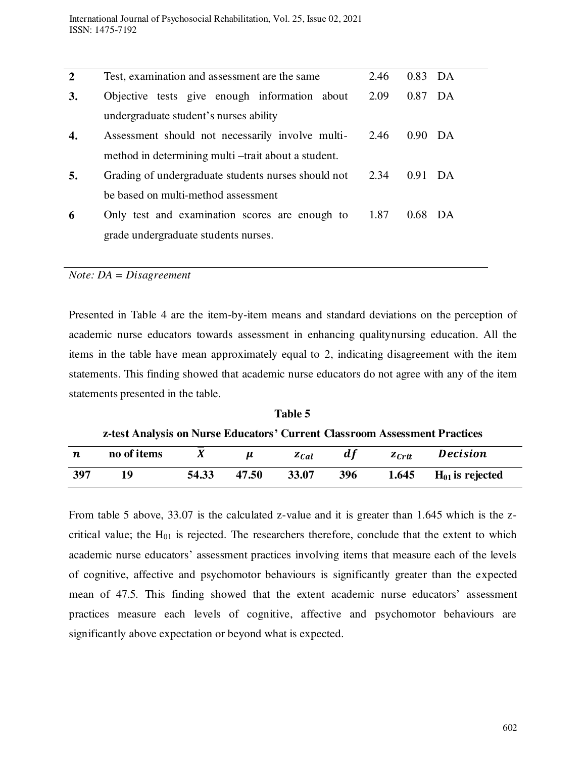| | | | | |
|---|---|---|---|---|
| **2** | Test, examination and assessment are the same | 2.46 | 0.83 | DA |
| **3.** | Objective tests give enough information about undergraduate student's nurses ability | 2.09 | 0.87 | DA |
| **4.** | Assessment should not necessarily involve multi-method in determining multi –trait about a student. | 2.46 | 0.90 | DA |
| **5.** | Grading of undergraduate students nurses should not be based on multi-method assessment | 2.34 | 0.91 | DA |
| **6** | Only test and examination scores are enough to grade undergraduate students nurses. | 1.87 | 0.68 | DA |

*Note: DA = Disagreement*

Presented in Table 4 are the item-by-item means and standard deviations on the perception of academic nurse educators towards assessment in enhancing qualitynursing education. All the items in the table have mean approximately equal to 2, indicating disagreement with the item statements. This finding showed that academic nurse educators do not agree with any of the item statements presented in the table.

**Table 5**

**z-test Analysis on Nurse Educators' Current Classroom Assessment Practices**

| $n$ | no of items | $\bar{X}$ | $\mu$ | $z_{Cal}$ | $df$ | $z_{Crit}$ | *Decision* |
|---|---|---|---|---|---|---|---|
| **397** | **19** | **54.33** | **47.50** | **33.07** | **396** | **1.645** | **$H_{01}$ is rejected** |

From table 5 above, 33.07 is the calculated z-value and it is greater than 1.645 which is the z-critical value; the $H_{01}$ is rejected. The researchers therefore, conclude that the extent to which academic nurse educators' assessment practices involving items that measure each of the levels of cognitive, affective and psychomotor behaviours is significantly greater than the expected mean of 47.5. This finding showed that the extent academic nurse educators' assessment practices measure each levels of cognitive, affective and psychomotor behaviours are significantly above expectation or beyond what is expected.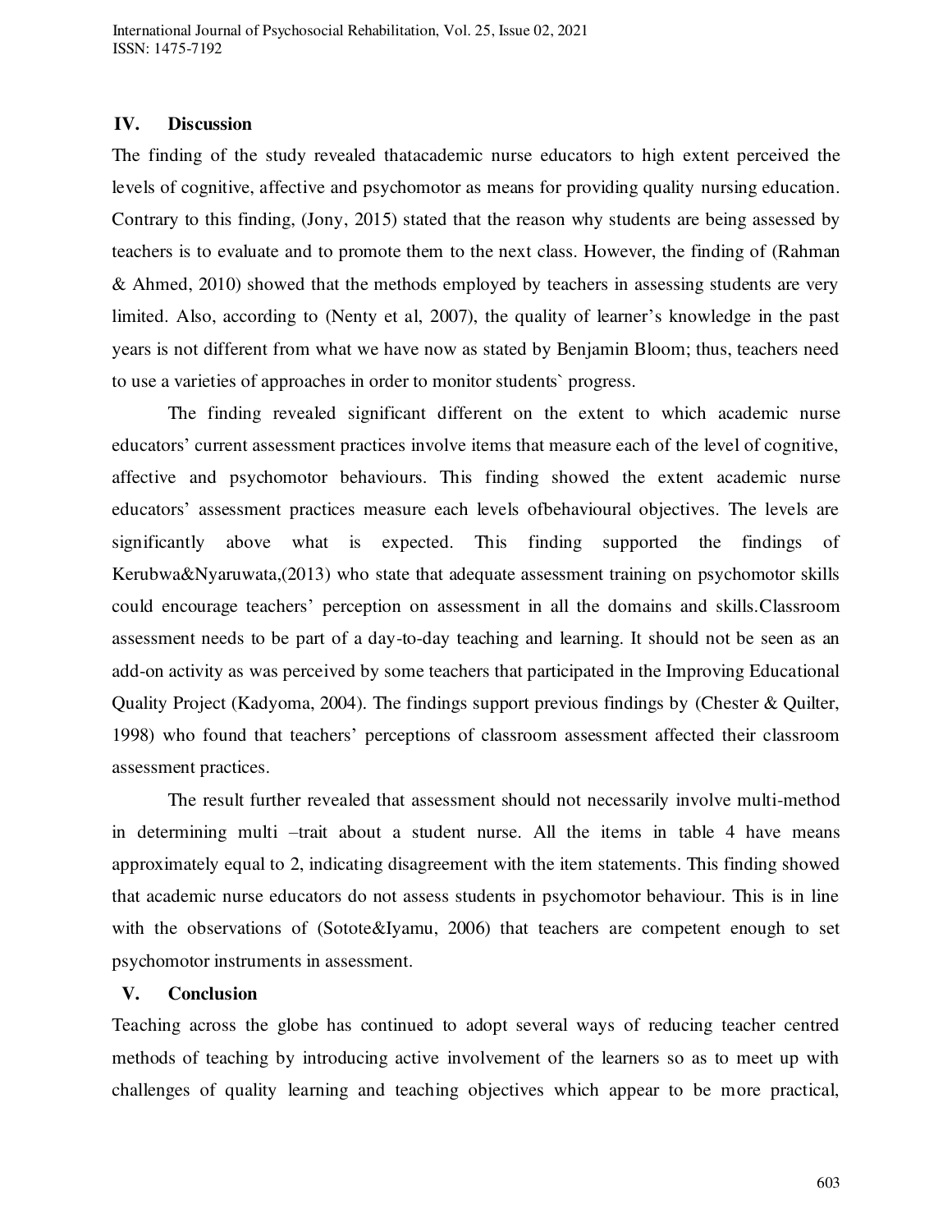## IV. Discussion

The finding of the study revealed thatacademic nurse educators to high extent perceived the levels of cognitive, affective and psychomotor as means for providing quality nursing education. Contrary to this finding, (Jony, 2015) stated that the reason why students are being assessed by teachers is to evaluate and to promote them to the next class. However, the finding of (Rahman & Ahmed, 2010) showed that the methods employed by teachers in assessing students are very limited. Also, according to (Nenty et al, 2007), the quality of learner's knowledge in the past years is not different from what we have now as stated by Benjamin Bloom; thus, teachers need to use a varieties of approaches in order to monitor students` progress.

The finding revealed significant different on the extent to which academic nurse educators' current assessment practices involve items that measure each of the level of cognitive, affective and psychomotor behaviours. This finding showed the extent academic nurse educators' assessment practices measure each levels ofbehavioural objectives. The levels are significantly above what is expected. This finding supported the findings of Kerubwa&Nyaruwata,(2013) who state that adequate assessment training on psychomotor skills could encourage teachers' perception on assessment in all the domains and skills.Classroom assessment needs to be part of a day-to-day teaching and learning. It should not be seen as an add-on activity as was perceived by some teachers that participated in the Improving Educational Quality Project (Kadyoma, 2004). The findings support previous findings by (Chester & Quilter, 1998) who found that teachers' perceptions of classroom assessment affected their classroom assessment practices.

The result further revealed that assessment should not necessarily involve multi-method in determining multi –trait about a student nurse. All the items in table 4 have means approximately equal to 2, indicating disagreement with the item statements. This finding showed that academic nurse educators do not assess students in psychomotor behaviour. This is in line with the observations of (Sotote&Iyamu, 2006) that teachers are competent enough to set psychomotor instruments in assessment.

## V. Conclusion

Teaching across the globe has continued to adopt several ways of reducing teacher centred methods of teaching by introducing active involvement of the learners so as to meet up with challenges of quality learning and teaching objectives which appear to be more practical,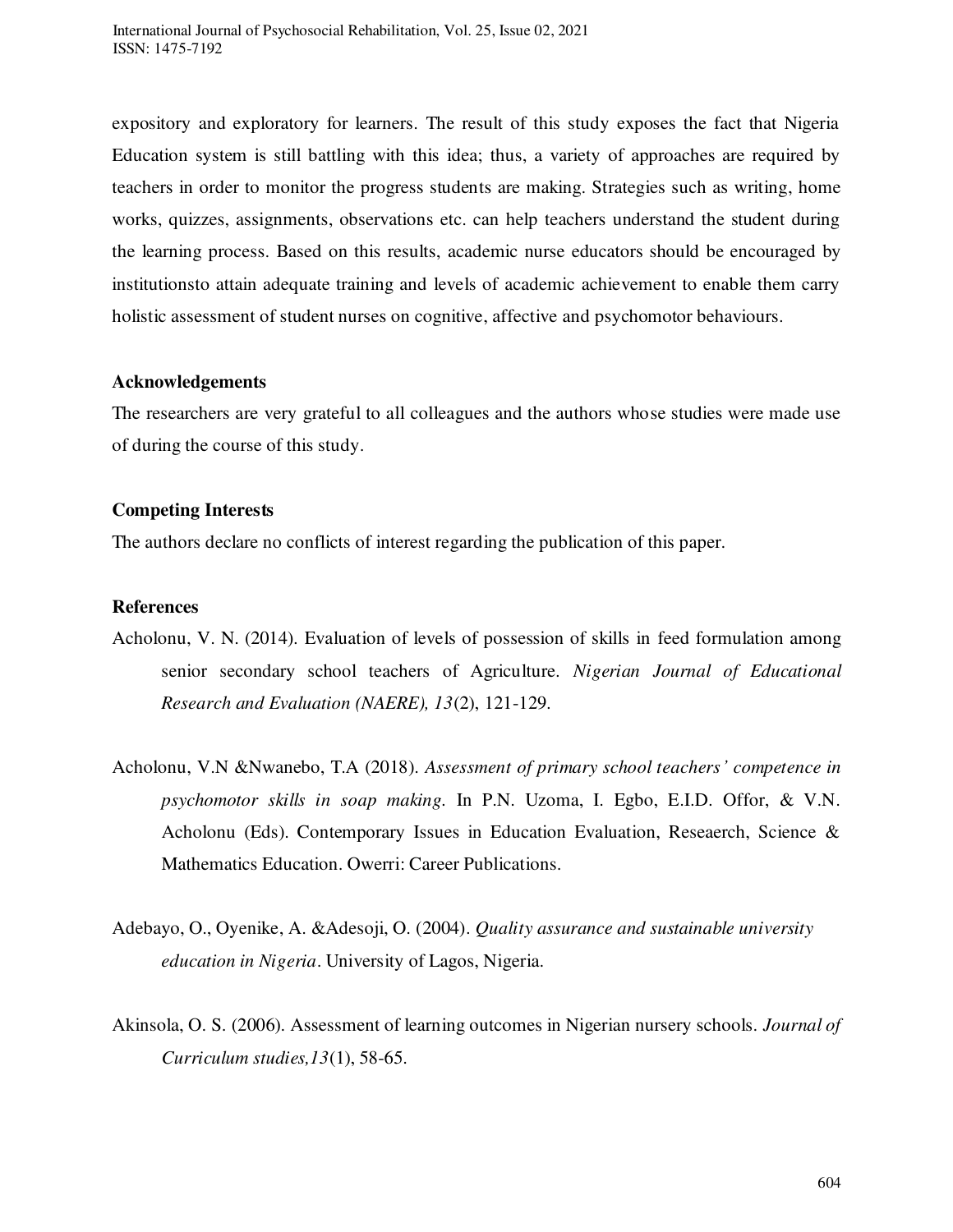expository and exploratory for learners. The result of this study exposes the fact that Nigeria Education system is still battling with this idea; thus, a variety of approaches are required by teachers in order to monitor the progress students are making. Strategies such as writing, home works, quizzes, assignments, observations etc. can help teachers understand the student during the learning process. Based on this results, academic nurse educators should be encouraged by institutionsto attain adequate training and levels of academic achievement to enable them carry holistic assessment of student nurses on cognitive, affective and psychomotor behaviours.

**Acknowledgements**

The researchers are very grateful to all colleagues and the authors whose studies were made use of during the course of this study.

**Competing Interests**

The authors declare no conflicts of interest regarding the publication of this paper.

**References**

Acholonu, V. N. (2014). Evaluation of levels of possession of skills in feed formulation among senior secondary school teachers of Agriculture. *Nigerian Journal of Educational Research and Evaluation (NAERE), 13*(2), 121-129.

Acholonu, V.N &Nwanebo, T.A (2018). *Assessment of primary school teachers' competence in psychomotor skills in soap making.* In P.N. Uzoma, I. Egbo, E.I.D. Offor, & V.N. Acholonu (Eds). Contemporary Issues in Education Evaluation, Reseaerch, Science & Mathematics Education. Owerri: Career Publications.

Adebayo, O., Oyenike, A. &Adesoji, O. (2004). *Quality assurance and sustainable university education in Nigeria*. University of Lagos, Nigeria.

Akinsola, O. S. (2006). Assessment of learning outcomes in Nigerian nursery schools. *Journal of Curriculum studies,13*(1), 58-65.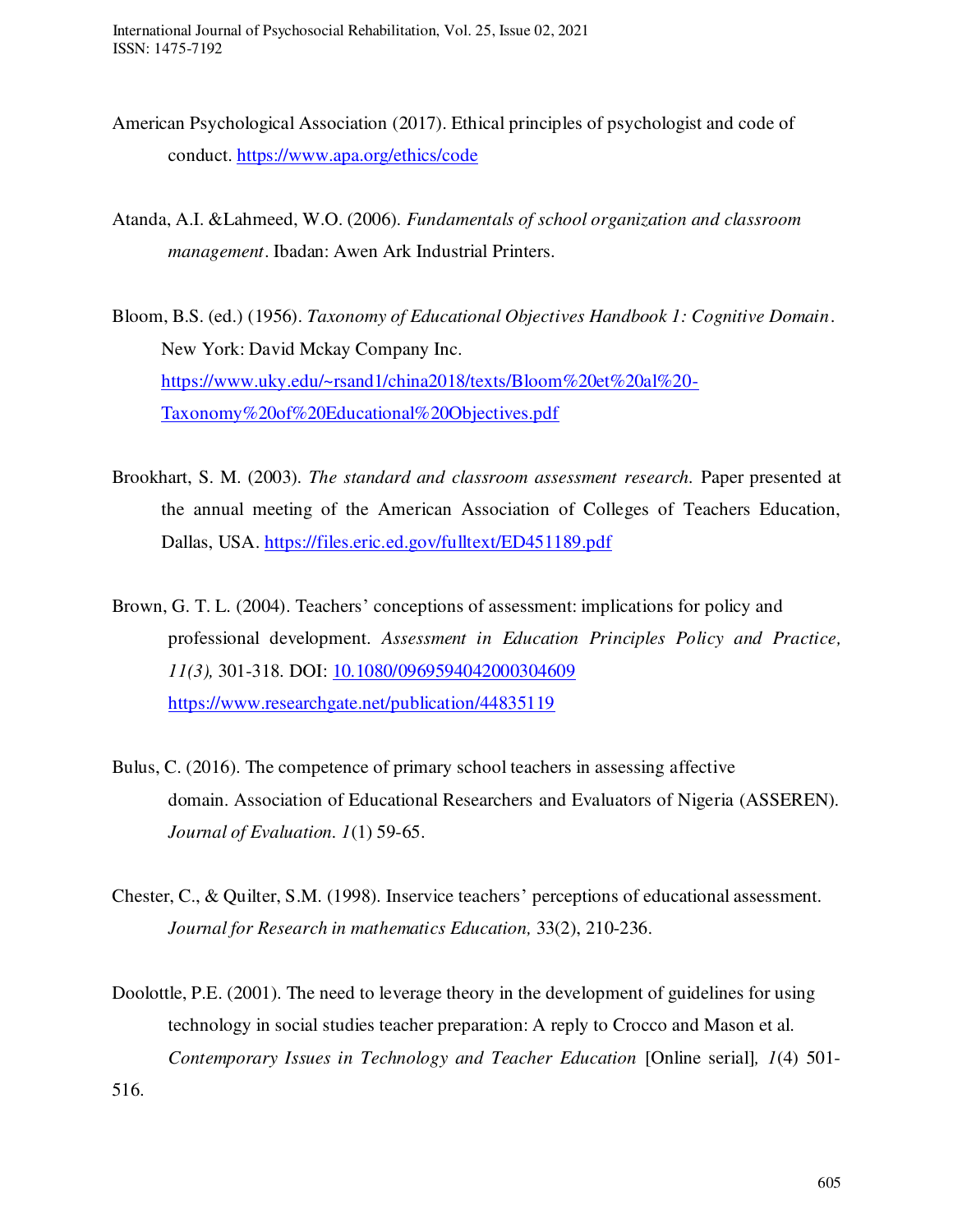American Psychological Association (2017). Ethical principles of psychologist and code of conduct. https://www.apa.org/ethics/code

Atanda, A.I. &Lahmeed, W.O. (2006). *Fundamentals of school organization and classroom management*. Ibadan: Awen Ark Industrial Printers.

Bloom, B.S. (ed.) (1956). *Taxonomy of Educational Objectives Handbook 1: Cognitive Domain*. New York: David Mckay Company Inc. https://www.uky.edu/~rsand1/china2018/texts/Bloom%20et%20al%20-Taxonomy%20of%20Educational%20Objectives.pdf

Brookhart, S. M. (2003). *The standard and classroom assessment research.* Paper presented at the annual meeting of the American Association of Colleges of Teachers Education, Dallas, USA. https://files.eric.ed.gov/fulltext/ED451189.pdf

Brown, G. T. L. (2004). Teachers' conceptions of assessment: implications for policy and professional development. *Assessment in Education Principles Policy and Practice, 11(3),* 301-318. DOI: 10.1080/0969594042000304609 https://www.researchgate.net/publication/44835119

Bulus, C. (2016). The competence of primary school teachers in assessing affective domain. Association of Educational Researchers and Evaluators of Nigeria (ASSEREN). *Journal of Evaluation. 1*(1) 59-65.

Chester, C., & Quilter, S.M. (1998). Inservice teachers' perceptions of educational assessment. *Journal for Research in mathematics Education,* 33(2), 210-236.

Doolottle, P.E. (2001). The need to leverage theory in the development of guidelines for using technology in social studies teacher preparation: A reply to Crocco and Mason et al. *Contemporary Issues in Technology and Teacher Education* [Online serial]*, 1*(4) 501-516.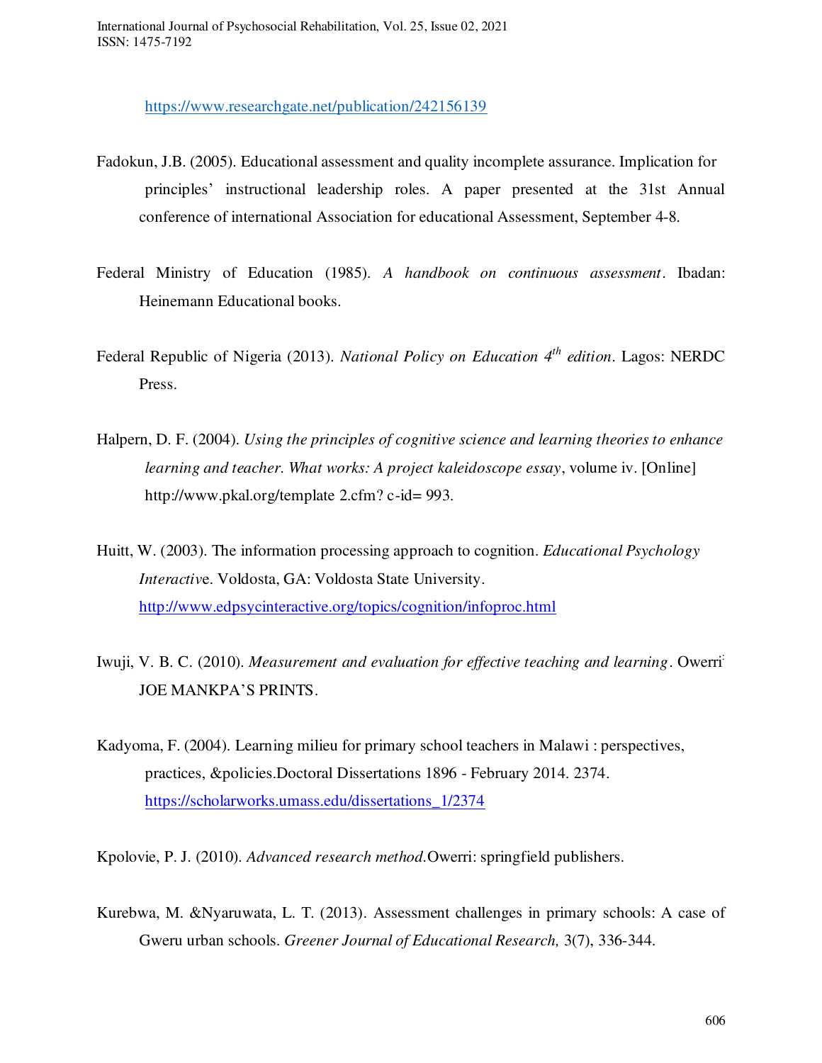https://www.researchgate.net/publication/242156139

Fadokun, J.B. (2005). Educational assessment and quality incomplete assurance. Implication for principles' instructional leadership roles. A paper presented at the 31st Annual conference of international Association for educational Assessment, September 4-8.

Federal Ministry of Education (1985). *A handbook on continuous assessment*. Ibadan: Heinemann Educational books.

Federal Republic of Nigeria (2013). *National Policy on Education 4th edition*. Lagos: NERDC Press.

Halpern, D. F. (2004). *Using the principles of cognitive science and learning theories to enhance learning and teacher. What works: A project kaleidoscope essay*, volume iv. [Online] http://www.pkal.org/template 2.cfm? c-id= 993.

Huitt, W. (2003). The information processing approach to cognition. *Educational Psychology Interactive*. Voldosta, GA: Voldosta State University. http://www.edpsycinteractive.org/topics/cognition/infoproc.html

Iwuji, V. B. C. (2010). *Measurement and evaluation for effective teaching and learning*. Owerri: JOE MANKPA'S PRINTS.

Kadyoma, F. (2004). Learning milieu for primary school teachers in Malawi : perspectives, practices, &policies.Doctoral Dissertations 1896 - February 2014. 2374. https://scholarworks.umass.edu/dissertations_1/2374

Kpolovie, P. J. (2010). *Advanced research method*.Owerri: springfield publishers.

Kurebwa, M. &Nyaruwata, L. T. (2013). Assessment challenges in primary schools: A case of Gweru urban schools. *Greener Journal of Educational Research,* 3(7), 336-344.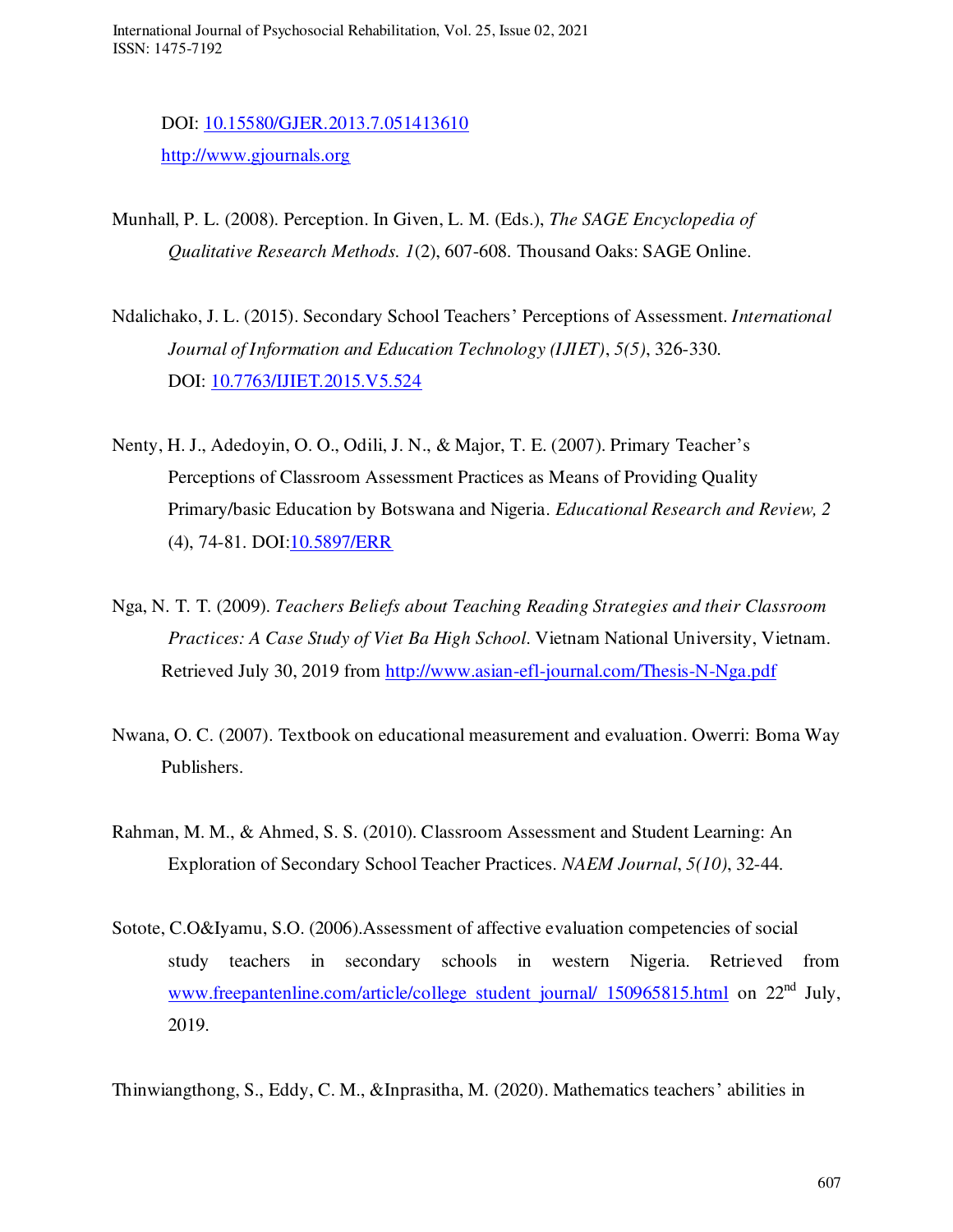DOI: [10.15580/GJER.2013.7.051413610](10.15580/GJER.2013.7.051413610)
[http://www.gjournals.org](http://www.gjournals.org)

Munhall, P. L. (2008). Perception. In Given, L. M. (Eds.), *The SAGE Encyclopedia of Qualitative Research Methods. 1*(2), 607-608. Thousand Oaks: SAGE Online.

Ndalichako, J. L. (2015). Secondary School Teachers' Perceptions of Assessment. *International Journal of Information and Education Technology (IJIET)*, *5(5)*, 326-330. DOI: [10.7763/IJIET.2015.V5.524](10.7763/IJIET.2015.V5.524)

Nenty, H. J., Adedoyin, O. O., Odili, J. N., & Major, T. E. (2007). Primary Teacher's Perceptions of Classroom Assessment Practices as Means of Providing Quality Primary/basic Education by Botswana and Nigeria. *Educational Research and Review, 2* (4), 74-81. DOI:[10.5897/ERR](10.5897/ERR)

Nga, N. T. T. (2009). *Teachers Beliefs about Teaching Reading Strategies and their Classroom Practices: A Case Study of Viet Ba High School*. Vietnam National University, Vietnam. Retrieved July 30, 2019 from [http://www.asian-efl-journal.com/Thesis-N-Nga.pdf](http://www.asian-efl-journal.com/Thesis-N-Nga.pdf)

Nwana, O. C. (2007). Textbook on educational measurement and evaluation. Owerri: Boma Way Publishers.

Rahman, M. M., & Ahmed, S. S. (2010). Classroom Assessment and Student Learning: An Exploration of Secondary School Teacher Practices. *NAEM Journal*, *5(10)*, 32-44.

Sotote, C.O&Iyamu, S.O. (2006).Assessment of affective evaluation competencies of social study teachers in secondary schools in western Nigeria. Retrieved from [www.freepantenline.com/article/college_student_journal/_150965815.html](www.freepantenline.com/article/college_student_journal/_150965815.html) on 22nd July, 2019.

Thinwiangthong, S., Eddy, C. M., &Inprasitha, M. (2020). Mathematics teachers' abilities in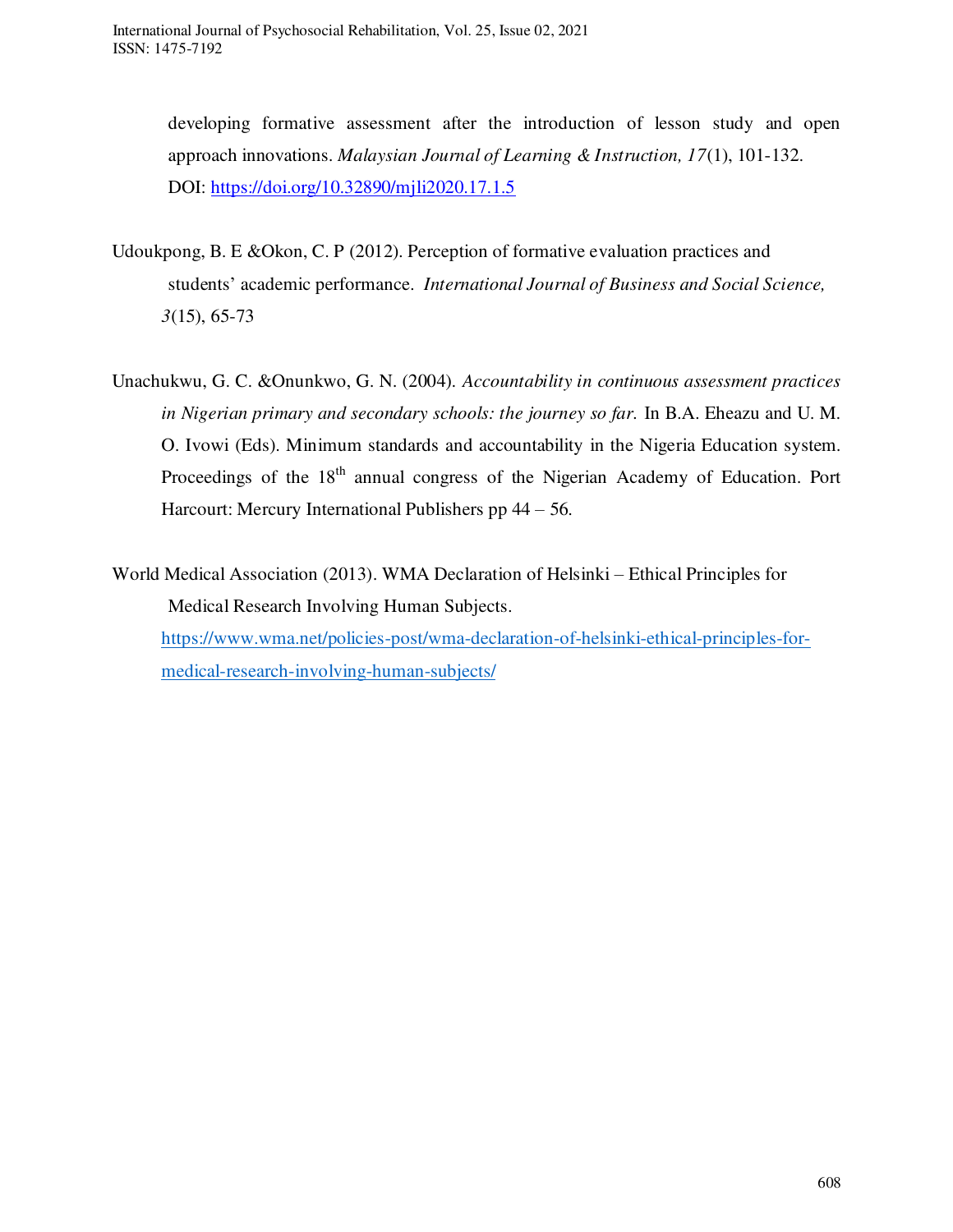developing formative assessment after the introduction of lesson study and open approach innovations. *Malaysian Journal of Learning & Instruction, 17*(1), 101-132. DOI: https://doi.org/10.32890/mjli2020.17.1.5

Udoukpong, B. E &Okon, C. P (2012). Perception of formative evaluation practices and students' academic performance. *International Journal of Business and Social Science, 3*(15), 65-73

Unachukwu, G. C. &Onunkwo, G. N. (2004). *Accountability in continuous assessment practices in Nigerian primary and secondary schools: the journey so far.* In B.A. Eheazu and U. M. O. Ivowi (Eds). Minimum standards and accountability in the Nigeria Education system. Proceedings of the 18th annual congress of the Nigerian Academy of Education. Port Harcourt: Mercury International Publishers pp 44 – 56.

World Medical Association (2013). WMA Declaration of Helsinki – Ethical Principles for Medical Research Involving Human Subjects. https://www.wma.net/policies-post/wma-declaration-of-helsinki-ethical-principles-for-medical-research-involving-human-subjects/